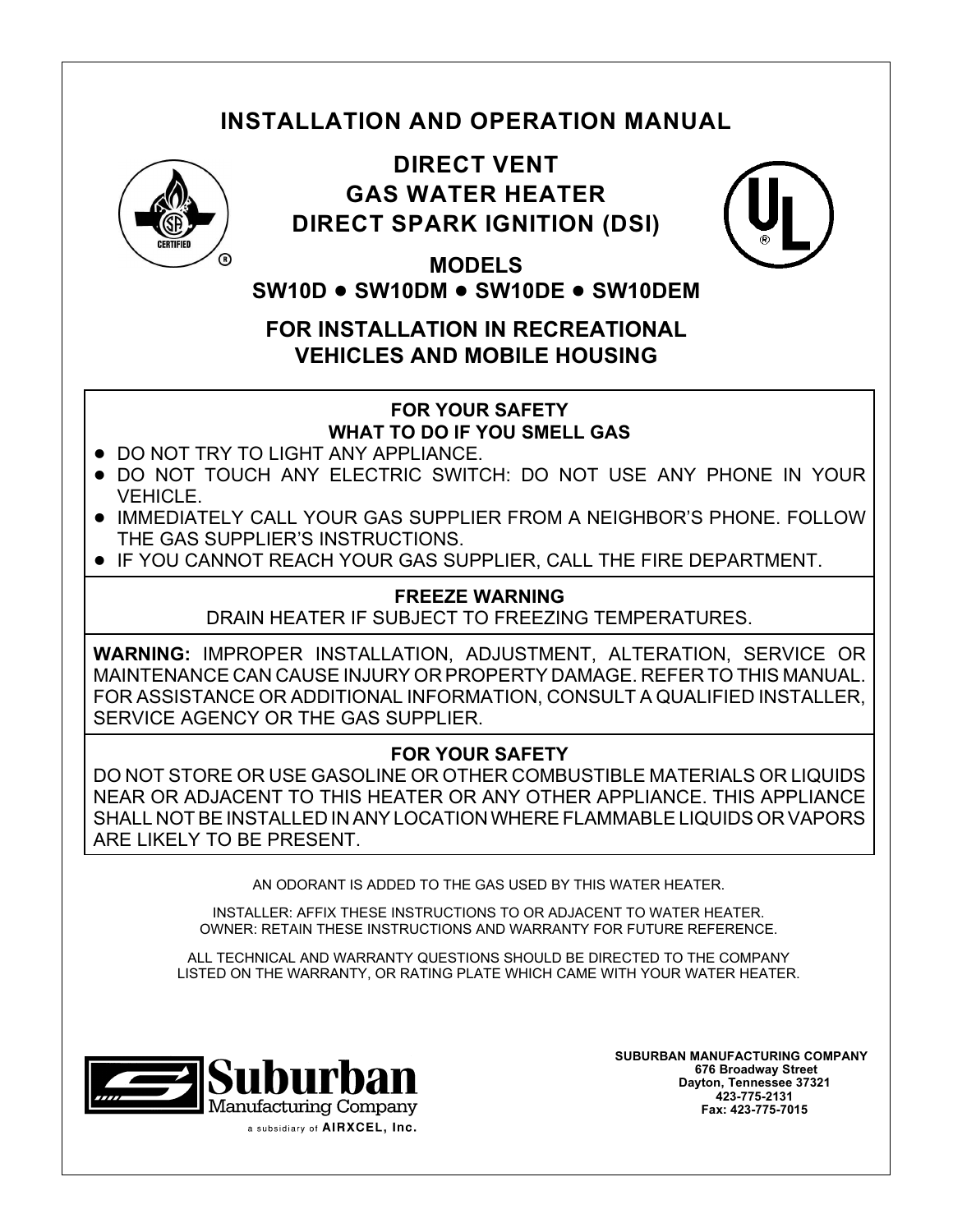# INSTALLATION AND OPERATION MANUAL

## DIRECT VENT
## GAS WATER HEATER
## DIRECT SPARK IGNITION (DSI)

## MODELS
## SW10D ● SW10DM ● SW10DE ● SW10DEM

## FOR INSTALLATION IN RECREATIONAL VEHICLES AND MOBILE HOUSING

---

**FOR YOUR SAFETY**
**WHAT TO DO IF YOU SMELL GAS**

- DO NOT TRY TO LIGHT ANY APPLIANCE.
- DO NOT TOUCH ANY ELECTRIC SWITCH: DO NOT USE ANY PHONE IN YOUR VEHICLE.
- IMMEDIATELY CALL YOUR GAS SUPPLIER FROM A NEIGHBOR'S PHONE. FOLLOW THE GAS SUPPLIER'S INSTRUCTIONS.
- IF YOU CANNOT REACH YOUR GAS SUPPLIER, CALL THE FIRE DEPARTMENT.

---

**FREEZE WARNING**

DRAIN HEATER IF SUBJECT TO FREEZING TEMPERATURES.

---

**WARNING:** IMPROPER INSTALLATION, ADJUSTMENT, ALTERATION, SERVICE OR MAINTENANCE CAN CAUSE INJURY OR PROPERTY DAMAGE. REFER TO THIS MANUAL. FOR ASSISTANCE OR ADDITIONAL INFORMATION, CONSULT A QUALIFIED INSTALLER, SERVICE AGENCY OR THE GAS SUPPLIER.

---

**FOR YOUR SAFETY**

DO NOT STORE OR USE GASOLINE OR OTHER COMBUSTIBLE MATERIALS OR LIQUIDS NEAR OR ADJACENT TO THIS HEATER OR ANY OTHER APPLIANCE. THIS APPLIANCE SHALL NOT BE INSTALLED IN ANY LOCATION WHERE FLAMMABLE LIQUIDS OR VAPORS ARE LIKELY TO BE PRESENT.

---

AN ODORANT IS ADDED TO THE GAS USED BY THIS WATER HEATER.

INSTALLER: AFFIX THESE INSTRUCTIONS TO OR ADJACENT TO WATER HEATER.
OWNER: RETAIN THESE INSTRUCTIONS AND WARRANTY FOR FUTURE REFERENCE.

ALL TECHNICAL AND WARRANTY QUESTIONS SHOULD BE DIRECTED TO THE COMPANY LISTED ON THE WARRANTY, OR RATING PLATE WHICH CAME WITH YOUR WATER HEATER.

Suburban Manufacturing Company
a subsidiary of AIRXCEL, Inc.

**SUBURBAN MANUFACTURING COMPANY**
**676 Broadway Street**
**Dayton, Tennessee 37321**
**423-775-2131**
**Fax: 423-775-7015**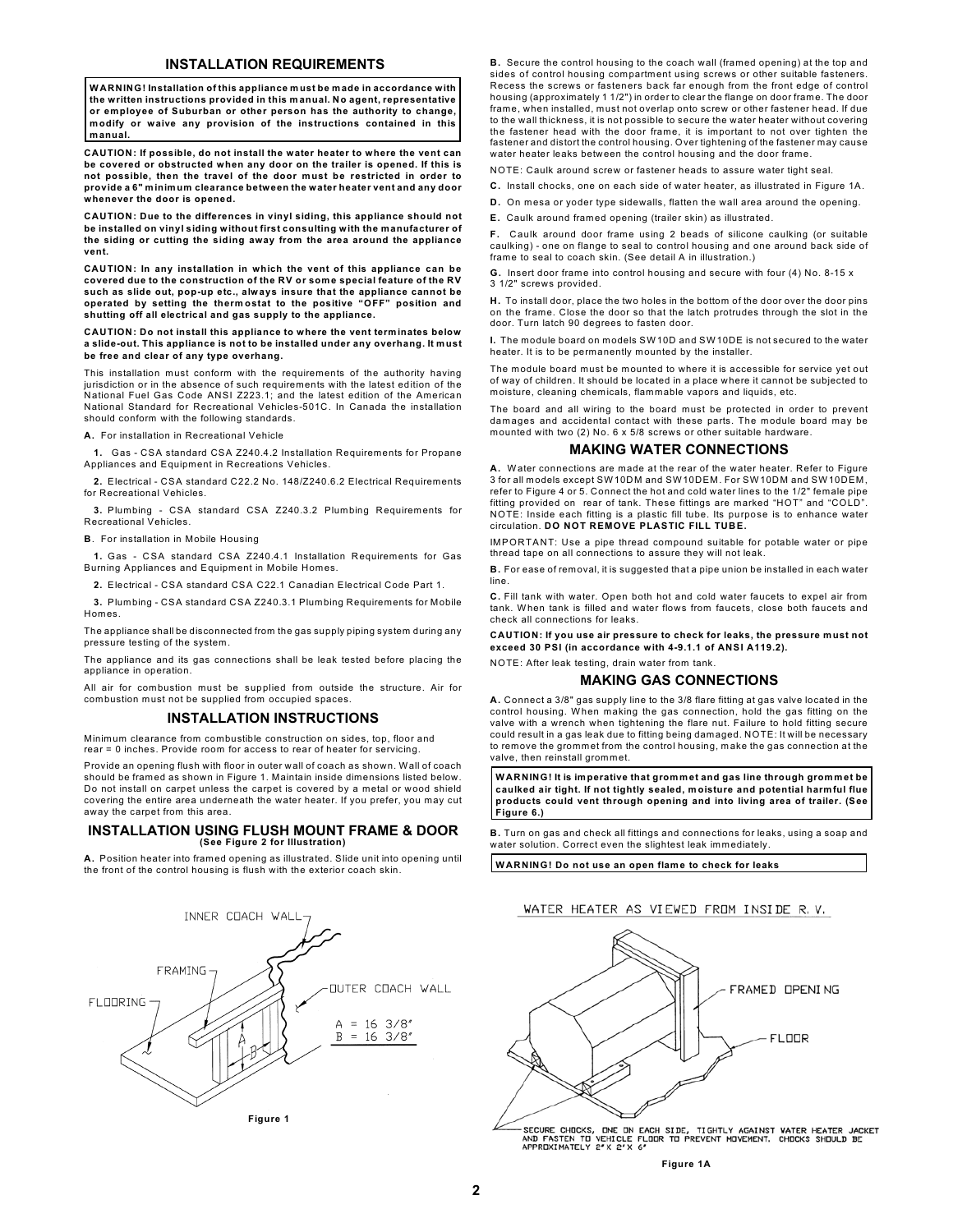## INSTALLATION REQUIREMENTS

**WARNING! Installation of this appliance must be made in accordance with the written instructions provided in this manual. No agent, representative or employee of Suburban or other person has the authority to change, modify or waive any provision of the instructions contained in this manual.**

**CAUTION: If possible, do not install the water heater to where the vent can be covered or obstructed when any door on the trailer is opened. If this is not possible, then the travel of the door must be restricted in order to provide a 6" minimum clearance between the water heater vent and any door whenever the door is opened.**

**CAUTION: Due to the differences in vinyl siding, this appliance should not be installed on vinyl siding without first consulting with the manufacturer of the siding or cutting the siding away from the area around the appliance vent.**

**CAUTION: In any installation in which the vent of this appliance can be covered due to the construction of the RV or some special feature of the RV such as slide out, pop-up etc., always insure that the appliance cannot be operated by setting the thermostat to the positive "OFF" position and shutting off all electrical and gas supply to the appliance.**

**CAUTION: Do not install this appliance to where the vent terminates below a slide-out. This appliance is not to be installed under any overhang. It must be free and clear of any type overhang.**

This installation must conform with the requirements of the authority having jurisdiction or in the absence of such requirements with the latest edition of the National Fuel Gas Code ANSI Z223.1; and the latest edition of the American National Standard for Recreational Vehicles-501C. In Canada the installation should conform with the following standards.

**A.** For installation in Recreational Vehicle

**1.** Gas - CSA standard CSA Z240.4.2 Installation Requirements for Propane Appliances and Equipment in Recreations Vehicles.

**2.** Electrical - CSA standard C22.2 No. 148/Z240.6.2 Electrical Requirements for Recreational Vehicles.

**3.** Plumbing - CSA standard CSA Z240.3.2 Plumbing Requirements for Recreational Vehicles.

**B**. For installation in Mobile Housing

**1.** Gas - CSA standard CSA Z240.4.1 Installation Requirements for Gas Burning Appliances and Equipment in Mobile Homes.

**2.** Electrical - CSA standard CSA C22.1 Canadian Electrical Code Part 1.

**3.** Plumbing - CSA standard CSA Z240.3.1 Plumbing Requirements for Mobile Homes.

The appliance shall be disconnected from the gas supply piping system during any pressure testing of the system.

The appliance and its gas connections shall be leak tested before placing the appliance in operation.

All air for combustion must be supplied from outside the structure. Air for combustion must not be supplied from occupied spaces.

## INSTALLATION INSTRUCTIONS

Minimum clearance from combustible construction on sides, top, floor and rear = 0 inches. Provide room for access to rear of heater for servicing.

Provide an opening flush with floor in outer wall of coach as shown. Wall of coach should be framed as shown in Figure 1. Maintain inside dimensions listed below. Do not install on carpet unless the carpet is covered by a metal or wood shield covering the entire area underneath the water heater. If you prefer, you may cut away the carpet from this area.

## INSTALLATION USING FLUSH MOUNT FRAME & DOOR

**(See Figure 2 for Illustration)**

**A.** Position heater into framed opening as illustrated. Slide unit into opening until the front of the control housing is flush with the exterior coach skin.

**B.** Secure the control housing to the coach wall (framed opening) at the top and sides of control housing compartment using screws or other suitable fasteners. Recess the screws or fasteners back far enough from the front edge of control housing (approximately 1 1/2") in order to clear the flange on door frame. The door frame, when installed, must not overlap onto screw or other fastener head. If due to the wall thickness, it is not possible to secure the water heater without covering the fastener head with the door frame, it is important to not over tighten the fastener and distort the control housing. Over tightening of the fastener may cause water heater leaks between the control housing and the door frame.

NOTE: Caulk around screw or fastener heads to assure water tight seal.

**C.** Install chocks, one on each side of water heater, as illustrated in Figure 1A.

**D.** On mesa or yoder type sidewalls, flatten the wall area around the opening.

**E.** Caulk around framed opening (trailer skin) as illustrated.

**F.** Caulk around door frame using 2 beads of silicone caulking (or suitable caulking) - one on flange to seal to control housing and one around back side of frame to seal to coach skin. (See detail A in illustration.)

**G.** Insert door frame into control housing and secure with four (4) No. 8-15 x 3 1/2" screws provided.

**H.** To install door, place the two holes in the bottom of the door over the door pins on the frame. Close the door so that the latch protrudes through the slot in the door. Turn latch 90 degrees to fasten door.

**I.** The module board on models SW10D and SW10DE is not secured to the water heater. It is to be permanently mounted by the installer.

The module board must be mounted to where it is accessible for service yet out of way of children. It should be located in a place where it cannot be subjected to moisture, cleaning chemicals, flammable vapors and liquids, etc.

The board and all wiring to the board must be protected in order to prevent damages and accidental contact with these parts. The module board may be mounted with two (2) No. 6 x 5/8 screws or other suitable hardware.

## MAKING WATER CONNECTIONS

**A.** Water connections are made at the rear of the water heater. Refer to Figure 3 for all models except SW10DM and SW10DEM. For SW10DM and SW10DEM, refer to Figure 4 or 5. Connect the hot and cold water lines to the 1/2" female pipe fitting provided on rear of tank. These fittings are marked "HOT" and "COLD". NOTE: Inside each fitting is a plastic fill tube. Its purpose is to enhance water circulation. **DO NOT REMOVE PLASTIC FILL TUBE.**

IMPORTANT: Use a pipe thread compound suitable for potable water or pipe thread tape on all connections to assure they will not leak.

**B.** For ease of removal, it is suggested that a pipe union be installed in each water line.

**C.** Fill tank with water. Open both hot and cold water faucets to expel air from tank. When tank is filled and water flows from faucets, close both faucets and check all connections for leaks.

**CAUTION: If you use air pressure to check for leaks, the pressure must not exceed 30 PSI (in accordance with 4-9.1.1 of ANSI A119.2).**

NOTE: After leak testing, drain water from tank.

## MAKING GAS CONNECTIONS

**A.** Connect a 3/8" gas supply line to the 3/8 flare fitting at gas valve located in the control housing. When making the gas connection, hold the gas fitting on the valve with a wrench when tightening the flare nut. Failure to hold fitting secure could result in a gas leak due to fitting being damaged. NOTE: It will be necessary to remove the grommet from the control housing, make the gas connection at the valve, then reinstall grommet.

**WARNING! It is imperative that grommet and gas line through grommet be caulked air tight. If not tightly sealed, moisture and potential harmful flue products could vent through opening and into living area of trailer. (See Figure 6.)**

**B.** Turn on gas and check all fittings and connections for leaks, using a soap and water solution. Correct even the slightest leak immediately.

**WARNING! Do not use an open flame to check for leaks**

INNER COACH WALL
FRAMING
FLOORING
OUTER COACH WALL
A = 16 3/8"
B = 16 3/8"

Figure 1

WATER HEATER AS VIEWED FROM INSIDE R. V.

FRAMED OPENING
FLOOR

SECURE CHOCKS, ONE ON EACH SIDE, TIGHTLY AGAINST WATER HEATER JACKET AND FASTEN TO VEHICLE FLOOR TO PREVENT MOVEMENT. CHOCKS SHOULD BE APPROXIMATELY 2" X 2" X 6"

Figure 1A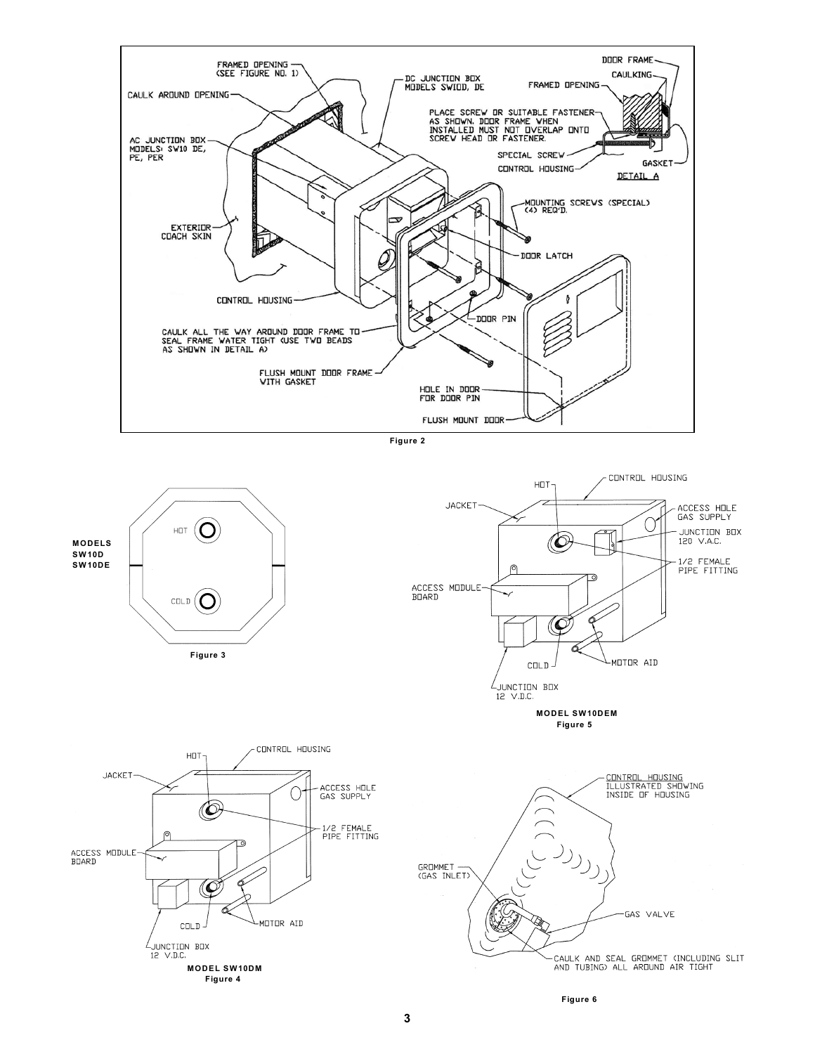Figure 2

MODELS
SW10D
SW10DE

Figure 3

MODEL SW10DEM
Figure 5

MODEL SW10DM
Figure 4

Figure 6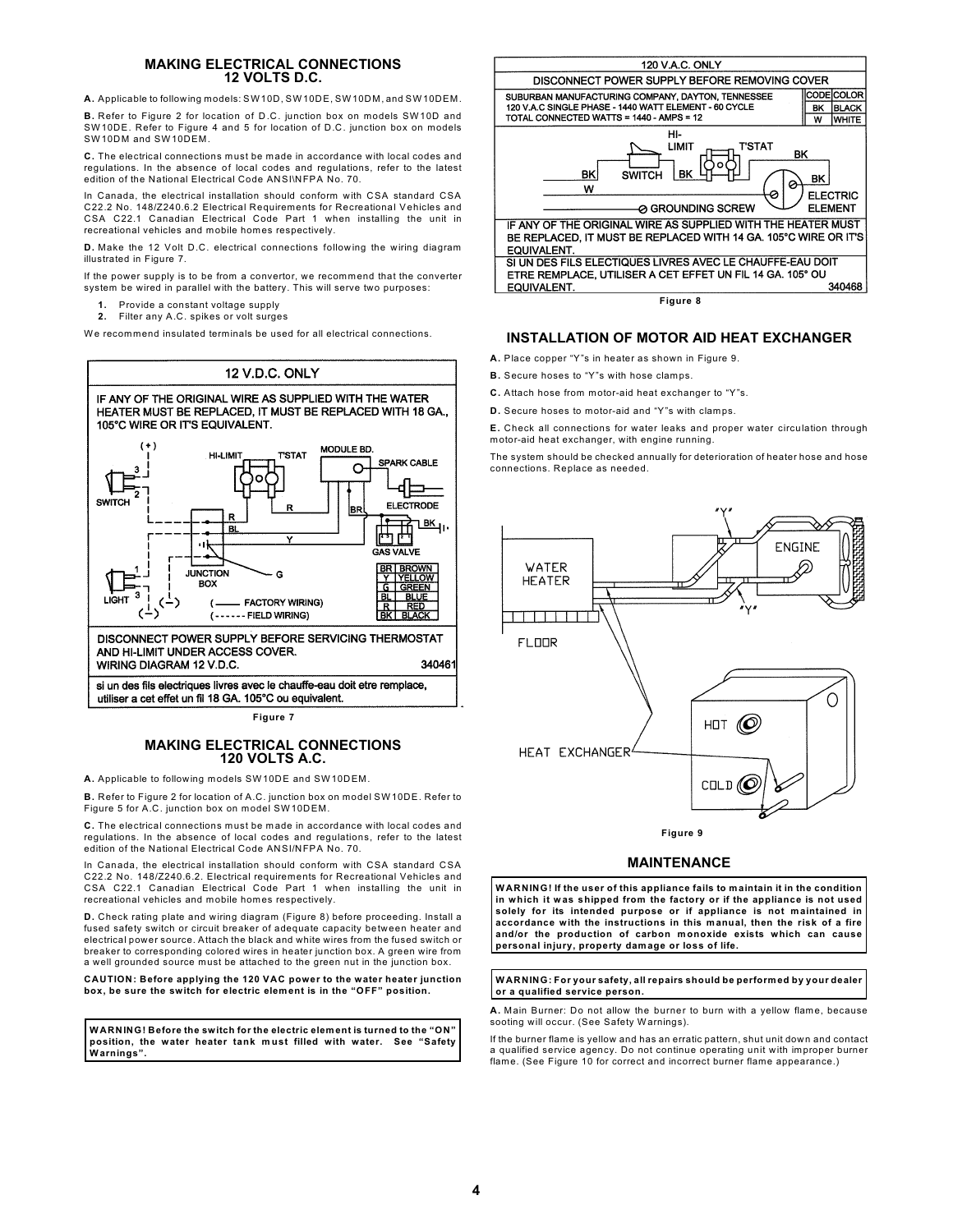## MAKING ELECTRICAL CONNECTIONS 12 VOLTS D.C.

**A.** Applicable to following models: SW10D, SW10DE, SW10DM, and SW10DEM.

**B.** Refer to Figure 2 for location of D.C. junction box on models SW10D and SW10DE. Refer to Figure 4 and 5 for location of D.C. junction box on models SW10DM and SW10DEM.

**C.** The electrical connections must be made in accordance with local codes and regulations. In the absence of local codes and regulations, refer to the latest edition of the National Electrical Code ANSI\NFPA No. 70.

In Canada, the electrical installation should conform with CSA standard CSA C22.2 No. 148/Z240.6.2 Electrical Requirements for Recreational Vehicles and CSA C22.1 Canadian Electrical Code Part 1 when installing the unit in recreational vehicles and mobile homes respectively.

**D.** Make the 12 Volt D.C. electrical connections following the wiring diagram illustrated in Figure 7.

If the power supply is to be from a convertor, we recommend that the converter system be wired in parallel with the battery. This will serve two purposes:

1. Provide a constant voltage supply
2. Filter any A.C. spikes or volt surges

We recommend insulated terminals be used for all electrical connections.

**12 V.D.C. ONLY**

IF ANY OF THE ORIGINAL WIRE AS SUPPLIED WITH THE WATER HEATER MUST BE REPLACED, IT MUST BE REPLACED WITH 18 GA., 105°C WIRE OR IT'S EQUIVALENT.

| CODE | COLOR |
|---|---|
| BR | BROWN |
| Y | YELLOW |
| G | GREEN |
| BL | BLUE |
| R | RED |
| BK | BLACK |

DISCONNECT POWER SUPPLY BEFORE SERVICING THERMOSTAT AND HI-LIMIT UNDER ACCESS COVER.
WIRING DIAGRAM 12 V.D.C. 340461

si un des fils electriques livres avec le chauffe-eau doit etre remplace, utiliser a cet effet un fil 18 GA. 105°C ou equivalent.

Figure 7

## MAKING ELECTRICAL CONNECTIONS 120 VOLTS A.C.

**A.** Applicable to following models SW10DE and SW10DEM.

**B.** Refer to Figure 2 for location of A.C. junction box on model SW10DE. Refer to Figure 5 for A.C. junction box on model SW10DEM.

**C.** The electrical connections must be made in accordance with local codes and regulations. In the absence of local codes and regulations, refer to the latest edition of the National Electrical Code ANSI/NFPA No. 70.

In Canada, the electrical installation should conform with CSA standard CSA C22.2 No. 148/Z240.6.2. Electrical requirements for Recreational Vehicles and CSA C22.1 Canadian Electrical Code Part 1 when installing the unit in recreational vehicles and mobile homes respectively.

**D.** Check rating plate and wiring diagram (Figure 8) before proceeding. Install a fused safety switch or circuit breaker of adequate capacity between heater and electrical power source. Attach the black and white wires from the fused switch or breaker to corresponding colored wires in heater junction box. A green wire from a well grounded source must be attached to the green nut in the junction box.

**CAUTION: Before applying the 120 VAC power to the water heater junction box, be sure the switch for electric element is in the "OFF" position.**

**WARNING! Before the switch for the electric element is turned to the "ON" position, the water heater tank must filled with water. See "Safety Warnings".**

**120 V.A.C. ONLY**

DISCONNECT POWER SUPPLY BEFORE REMOVING COVER

SUBURBAN MANUFACTURING COMPANY, DAYTON, TENNESSEE
120 V.A.C SINGLE PHASE - 1440 WATT ELEMENT - 60 CYCLE
TOTAL CONNECTED WATTS = 1440 - AMPS = 12

| CODE | COLOR |
|---|---|
| BK | BLACK |
| W | WHITE |

IF ANY OF THE ORIGINAL WIRE AS SUPPLIED WITH THE HEATER MUST BE REPLACED, IT MUST BE REPLACED WITH 14 GA. 105°C WIRE OR IT'S EQUIVALENT.

SI UN DES FILS ELECTIQUES LIVRES AVEC LE CHAUFFE-EAU DOIT ETRE REMPLACE, UTILISER A CET EFFET UN FIL 14 GA. 105° OU EQUIVALENT. 340468

Figure 8

## INSTALLATION OF MOTOR AID HEAT EXCHANGER

**A.** Place copper "Y"s in heater as shown in Figure 9.

**B.** Secure hoses to "Y"s with hose clamps.

**C.** Attach hose from motor-aid heat exchanger to "Y"s.

**D.** Secure hoses to motor-aid and "Y"s with clamps.

**E.** Check all connections for water leaks and proper water circulation through motor-aid heat exchanger, with engine running.

The system should be checked annually for deterioration of heater hose and hose connections. Replace as needed.

Figure 9

## MAINTENANCE

**WARNING! If the user of this appliance fails to maintain it in the condition in which it was shipped from the factory or if the appliance is not used solely for its intended purpose or if appliance is not maintained in accordance with the instructions in this manual, then the risk of a fire and/or the production of carbon monoxide exists which can cause personal injury, property damage or loss of life.**

**WARNING: For your safety, all repairs should be performed by your dealer or a qualified service person.**

**A.** Main Burner: Do not allow the burner to burn with a yellow flame, because sooting will occur. (See Safety Warnings).

If the burner flame is yellow and has an erratic pattern, shut unit down and contact a qualified service agency. Do not continue operating unit with improper burner flame. (See Figure 10 for correct and incorrect burner flame appearance.)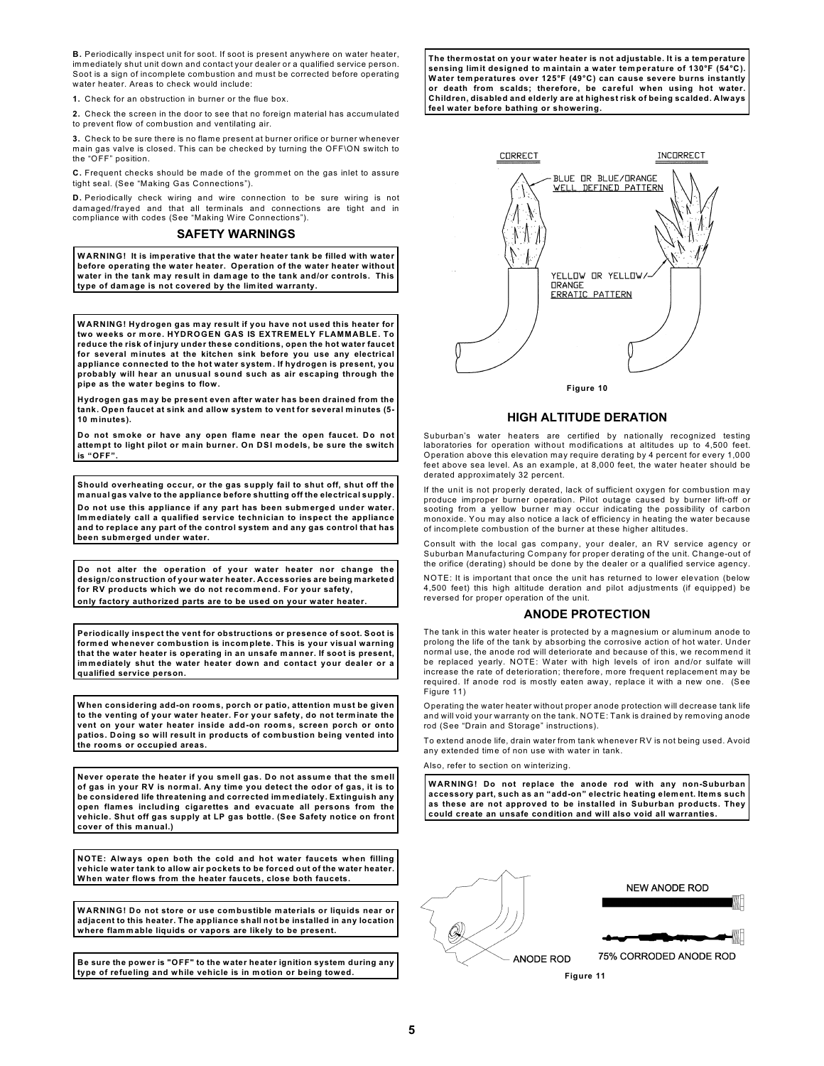**B.** Periodically inspect unit for soot. If soot is present anywhere on water heater, immediately shut unit down and contact your dealer or a qualified service person. Soot is a sign of incomplete combustion and must be corrected before operating water heater. Areas to check would include:

**1.** Check for an obstruction in burner or the flue box.

**2.** Check the screen in the door to see that no foreign material has accumulated to prevent flow of combustion and ventilating air.

**3.** Check to be sure there is no flame present at burner orifice or burner whenever main gas valve is closed. This can be checked by turning the OFF\ON switch to the "OFF" position.

**C.** Frequent checks should be made of the grommet on the gas inlet to assure tight seal. (See "Making Gas Connections").

**D.** Periodically check wiring and wire connection to be sure wiring is not damaged/frayed and that all terminals and connections are tight and in compliance with codes (See "Making Wire Connections").

## SAFETY WARNINGS

**WARNING! It is imperative that the water heater tank be filled with water before operating the water heater. Operation of the water heater without water in the tank may result in damage to the tank and/or controls. This type of damage is not covered by the limited warranty.**

**WARNING! Hydrogen gas may result if you have not used this heater for two weeks or more. HYDROGEN GAS IS EXTREMELY FLAMMABLE. To reduce the risk of injury under these conditions, open the hot water faucet for several minutes at the kitchen sink before you use any electrical appliance connected to the hot water system. If hydrogen is present, you probably will hear an unusual sound such as air escaping through the pipe as the water begins to flow.**

**Hydrogen gas may be present even after water has been drained from the tank. Open faucet at sink and allow system to vent for several minutes (5-10 minutes).**

**Do not smoke or have any open flame near the open faucet. Do not attempt to light pilot or main burner. On DSI models, be sure the switch is "OFF".**

**Should overheating occur, or the gas supply fail to shut off, shut off the manual gas valve to the appliance before shutting off the electrical supply.**

**Do not use this appliance if any part has been submerged under water. Immediately call a qualified service technician to inspect the appliance and to replace any part of the control system and any gas control that has been submerged under water.**

**Do not alter the operation of your water heater nor change the design/construction of your water heater. Accessories are being marketed for RV products which we do not recommend. For your safety, only factory authorized parts are to be used on your water heater.**

**Periodically inspect the vent for obstructions or presence of soot. Soot is formed whenever combustion is incomplete. This is your visual warning that the water heater is operating in an unsafe manner. If soot is present, immediately shut the water heater down and contact your dealer or a qualified service person.**

**When considering add-on rooms, porch or patio, attention must be given to the venting of your water heater. For your safety, do not terminate the vent on your water heater inside add-on rooms, screen porch or onto patios. Doing so will result in products of combustion being vented into the rooms or occupied areas.**

**Never operate the heater if you smell gas. Do not assume that the smell of gas in your RV is normal. Any time you detect the odor of gas, it is to be considered life threatening and corrected immediately. Extinguish any open flames including cigarettes and evacuate all persons from the vehicle. Shut off gas supply at LP gas bottle. (See Safety notice on front cover of this manual.)**

**NOTE: Always open both the cold and hot water faucets when filling vehicle water tank to allow air pockets to be forced out of the water heater. When water flows from the heater faucets, close both faucets.**

**WARNING! Do not store or use combustible materials or liquids near or adjacent to this heater. The appliance shall not be installed in any location where flammable liquids or vapors are likely to be present.**

**Be sure the power is "OFF" to the water heater ignition system during any type of refueling and while vehicle is in motion or being towed.**

**The thermostat on your water heater is not adjustable. It is a temperature sensing limit designed to maintain a water temperature of 130°F (54°C). Water temperatures over 125°F (49°C) can cause severe burns instantly or death from scalds; therefore, be careful when using hot water. Children, disabled and elderly are at highest risk of being scalded. Always feel water before bathing or showering.**

CORRECT — BLUE OR BLUE/ORANGE WELL DEFINED PATTERN

INCORRECT — YELLOW OR YELLOW/ORANGE ERRATIC PATTERN

Figure 10

## HIGH ALTITUDE DERATION

Suburban's water heaters are certified by nationally recognized testing laboratories for operation without modifications at altitudes up to 4,500 feet. Operation above this elevation may require derating by 4 percent for every 1,000 feet above sea level. As an example, at 8,000 feet, the water heater should be derated approximately 32 percent.

If the unit is not properly derated, lack of sufficient oxygen for combustion may produce improper burner operation. Pilot outage caused by burner lift-off or sooting from a yellow burner may occur indicating the possibility of carbon monoxide. You may also notice a lack of efficiency in heating the water because of incomplete combustion of the burner at these higher altitudes.

Consult with the local gas company, your dealer, an RV service agency or Suburban Manufacturing Company for proper derating of the unit. Change-out of the orifice (derating) should be done by the dealer or a qualified service agency.

NOTE: It is important that once the unit has returned to lower elevation (below 4,500 feet) this high altitude deration and pilot adjustments (if equipped) be reversed for proper operation of the unit.

## ANODE PROTECTION

The tank in this water heater is protected by a magnesium or aluminum anode to prolong the life of the tank by absorbing the corrosive action of hot water. Under normal use, the anode rod will deteriorate and because of this, we recommend it be replaced yearly. NOTE: Water with high levels of iron and/or sulfate will increase the rate of deterioration; therefore, more frequent replacement may be required. If anode rod is mostly eaten away, replace it with a new one. (See Figure 11)

Operating the water heater without proper anode protection will decrease tank life and will void your warranty on the tank. NOTE: Tank is drained by removing anode rod (See "Drain and Storage" instructions).

To extend anode life, drain water from tank whenever RV is not being used. Avoid any extended time of non use with water in tank.

Also, refer to section on winterizing.

**WARNING! Do not replace the anode rod with any non-Suburban accessory part, such as an "add-on" electric heating element. Items such as these are not approved to be installed in Suburban products. They could create an unsafe condition and will also void all warranties.**

ANODE ROD — NEW ANODE ROD — 75% CORRODED ANODE ROD

Figure 11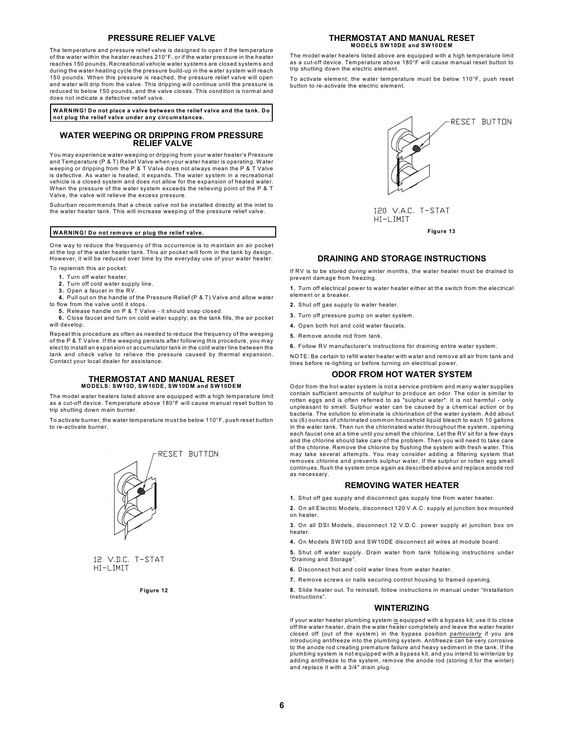## PRESSURE RELIEF VALVE

The temperature and pressure relief valve is designed to open if the temperature of the water within the heater reaches 210°F, or if the water pressure in the heater reaches 150 pounds. Recreational vehicle water systems are closed systems and during the water heating cycle the pressure build-up in the water system will reach 150 pounds. When this pressure is reached, the pressure relief valve will open and water will drip from the valve. This dripping will continue until the pressure is reduced to below 150 pounds, and the valve closes. This condition is normal and does not indicate a defective relief valve.

**WARNING! Do not place a valve between the relief valve and the tank. Do not plug the relief valve under any circumstances.**

## WATER WEEPING OR DRIPPING FROM PRESSURE RELIEF VALVE

You may experience water weeping or dripping from your water heater's Pressure and Temperature (P & T) Relief Valve when your water heater is operating. Water weeping or dripping from the P & T Valve does not always mean the P & T Valve is defective. As water is heated, it expands. The water system in a recreational vehicle is a closed system and does not allow for the expansion of heated water. When the pressure of the water system exceeds the relieving point of the P & T Valve, the valve will relieve the excess pressure.

Suburban recommends that a check valve not be installed directly at the inlet to the water heater tank. This will increase weeping of the pressure relief valve.

**WARNING! Do not remove or plug the relief valve.**

One way to reduce the frequency of this occurrence is to maintain an air pocket at the top of the water heater tank. This air pocket will form in the tank by design. However, it will be reduced over time by the everyday use of your water heater.

To replenish this air pocket:

1. Turn off water heater.
2. Turn off cold water supply line.
3. Open a faucet in the RV.
4. Pull out on the handle of the Pressure Relief (P & T) Valve and allow water to flow from the valve until it stops.
5. Release handle on P & T Valve - it should snap closed.
6. Close faucet and turn on cold water supply; as the tank fills, the air pocket will develop.

Repeat this procedure as often as needed to reduce the frequency of the weeping of the P & T Valve. If the weeping persists after following this procedure, you may elect to install an expansion or accumulator tank in the cold water line between the tank and check valve to relieve the pressure caused by thermal expansion. Contact your local dealer for assistance.

## THERMOSTAT AND MANUAL RESET
### MODELS: SW10D, SW10DE, SW10DM and SW10DEM

The model water heaters listed above are equipped with a high temperature limit as a cut-off device. Temperature above 180°F will cause manual reset button to trip shutting down main burner.

To activate burner, the water temperature must be below 110°F, push reset button to re-activate burner.

RESET BUTTON

12 V.D.C. T-STAT HI-LIMIT

Figure 12

## THERMOSTAT AND MANUAL RESET
### MODELS SW10DE and SW10DEM

The model water heaters listed above are equipped with a high temperature limit as a cut-off device. Temperature above 180°F will cause manual reset button to trip shutting down the electric element.

To activate element, the water temperature must be below 110°F, push reset button to re-activate the electric element.

RESET BUTTON

120 V.A.C. T-STAT HI-LIMIT

Figure 13

## DRAINING AND STORAGE INSTRUCTIONS

If RV is to be stored during winter months, the water heater must be drained to prevent damage from freezing.

1. Turn off electrical power to water heater either at the switch from the electrical element or a breaker.
2. Shut off gas supply to water heater.
3. Turn off pressure pump on water system.
4. Open both hot and cold water faucets.
5. Remove anode rod from tank.
6. Follow RV manufacturer's instructions for draining entire water system.

NOTE: Be certain to refill water heater with water and remove all air from tank and lines before re-lighting or before turning on electrical power.

## ODOR FROM HOT WATER SYSTEM

Odor from the hot water system is not a service problem and many water supplies contain sufficient amounts of sulphur to produce an odor. The odor is similar to rotten eggs and is often referred to as "sulphur water". It is not harmful - only unpleasant to smell. Sulphur water can be caused by a chemical action or by bacteria. The solution to eliminate is chlorination of the water system. Add about six (6) ounces of chlorinated common household liquid bleach to each 10 gallons in the water tank. Then run the chlorinated water throughout the system, opening each faucet one at a time until you smell the chlorine. Let the RV sit for a few days and the chlorine should take care of the problem. Then you will need to take care of the chlorine. Remove the chlorine by flushing the system with fresh water. This may take several attempts. You may consider adding a filtering system that removes chlorine and prevents sulphur water. If the sulphur or rotten egg smell continues, flush the system once again as described above and replace anode rod as necessary.

## REMOVING WATER HEATER

1. Shut off gas supply and disconnect gas supply line from water heater.
2. On all Electric Models, disconnect 120 V.A.C. supply at junction box mounted on heater.
3. On all DSI Models, disconnect 12 V.D.C. power supply at junction box on heater.
4. On Models SW10D and SW10DE disconnect all wires at module board.
5. Shut off water supply. Drain water from tank following instructions under "Draining and Storage".
6. Disconnect hot and cold water lines from water heater.
7. Remove screws or nails securing control housing to framed opening.
8. Slide heater out. To reinstall, follow instructions in manual under "Installation Instructions".

## WINTERIZING

If your water heater plumbing system is equipped with a bypass kit, use it to close off the water heater, drain the water heater completely and leave the water heater closed off (out of the system) in the bypass position *particularly* if you are introducing antifreeze into the plumbing system. Antifreeze can be very corrosive to the anode rod creating premature failure and heavy sediment in the tank. If the plumbing system is not equipped with a bypass kit, and you intend to winterize by adding antifreeze to the system, remove the anode rod (storing it for the winter) and replace it with a 3/4" drain plug.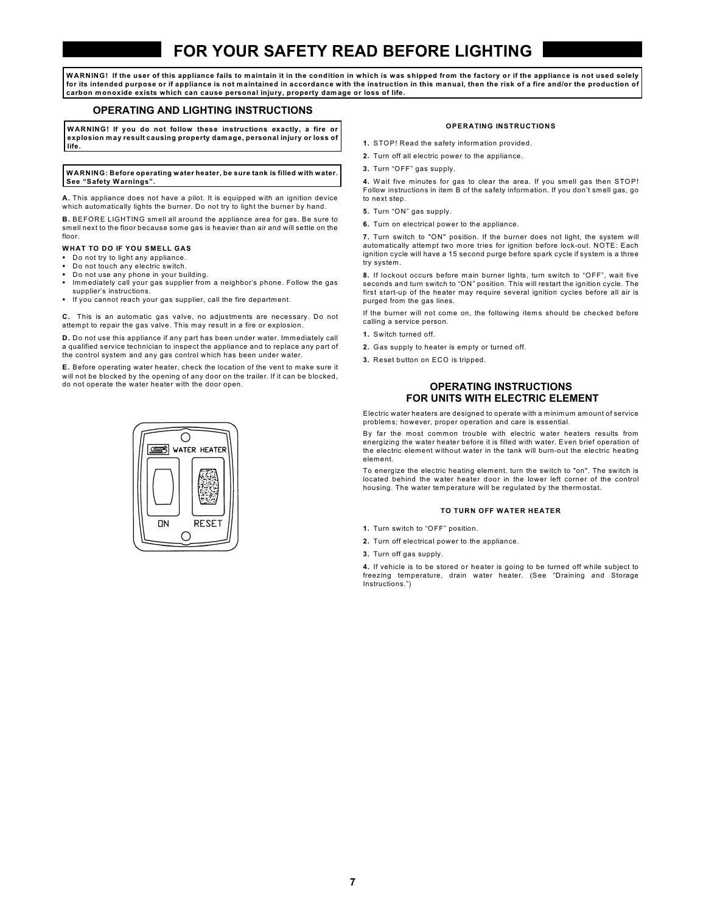# FOR YOUR SAFETY READ BEFORE LIGHTING

**WARNING! If the user of this appliance fails to maintain it in the condition in which is was shipped from the factory or if the appliance is not used solely for its intended purpose or if appliance is not maintained in accordance with the instruction in this manual, then the risk of a fire and/or the production of carbon monoxide exists which can cause personal injury, property damage or loss of life.**

## OPERATING AND LIGHTING INSTRUCTIONS

**WARNING! If you do not follow these instructions exactly, a fire or explosion may result causing property damage, personal injury or loss of life.**

**WARNING: Before operating water heater, be sure tank is filled with water. See "Safety Warnings".**

**A.** This appliance does not have a pilot. It is equipped with an ignition device which automatically lights the burner. Do not try to light the burner by hand.

**B.** BEFORE LIGHTING smell all around the appliance area for gas. Be sure to smell next to the floor because some gas is heavier than air and will settle on the floor.

**WHAT TO DO IF YOU SMELL GAS**

- Do not try to light any appliance.
- Do not touch any electric switch.
- Do not use any phone in your building.
- Immediately call your gas supplier from a neighbor's phone. Follow the gas supplier's instructions.
- If you cannot reach your gas supplier, call the fire department.

**C.** This is an automatic gas valve, no adjustments are necessary. Do not attempt to repair the gas valve. This may result in a fire or explosion.

**D.** Do not use this appliance if any part has been under water. Immediately call a qualified service technician to inspect the appliance and to replace any part of the control system and any gas control which has been under water.

**E.** Before operating water heater, check the location of the vent to make sure it will not be blocked by the opening of any door on the trailer. If it can be blocked, do not operate the water heater with the door open.

WATER HEATER

ON RESET

#### OPERATING INSTRUCTIONS

**1.** STOP! Read the safety information provided.

**2.** Turn off all electric power to the appliance.

**3.** Turn "OFF" gas supply.

**4.** Wait five minutes for gas to clear the area. If you smell gas then STOP! Follow instructions in item B of the safety information. If you don't smell gas, go to next step.

**5.** Turn "ON" gas supply.

**6.** Turn on electrical power to the appliance.

**7.** Turn switch to "ON" position. If the burner does not light, the system will automatically attempt two more tries for ignition before lock-out. NOTE: Each ignition cycle will have a 15 second purge before spark cycle if system is a three try system.

**8.** If lockout occurs before main burner lights, turn switch to "OFF", wait five seconds and turn switch to "ON" position. This will restart the ignition cycle. The first start-up of the heater may require several ignition cycles before all air is purged from the gas lines.

If the burner will not come on, the following items should be checked before calling a service person.

**1.** Switch turned off.

**2.** Gas supply to heater is empty or turned off.

**3.** Reset button on ECO is tripped.

## OPERATING INSTRUCTIONS FOR UNITS WITH ELECTRIC ELEMENT

Electric water heaters are designed to operate with a minimum amount of service problems; however, proper operation and care is essential.

By far the most common trouble with electric water heaters results from energizing the water heater before it is filled with water. Even brief operation of the electric element without water in the tank will burn-out the electric heating element.

To energize the electric heating element, turn the switch to "on". The switch is located behind the water heater door in the lower left corner of the control housing. The water temperature will be regulated by the thermostat.

#### TO TURN OFF WATER HEATER

**1.** Turn switch to "OFF" position.

**2.** Turn off electrical power to the appliance.

**3.** Turn off gas supply.

**4.** If vehicle is to be stored or heater is going to be turned off while subject to freezing temperature, drain water heater. (See "Draining and Storage Instructions.")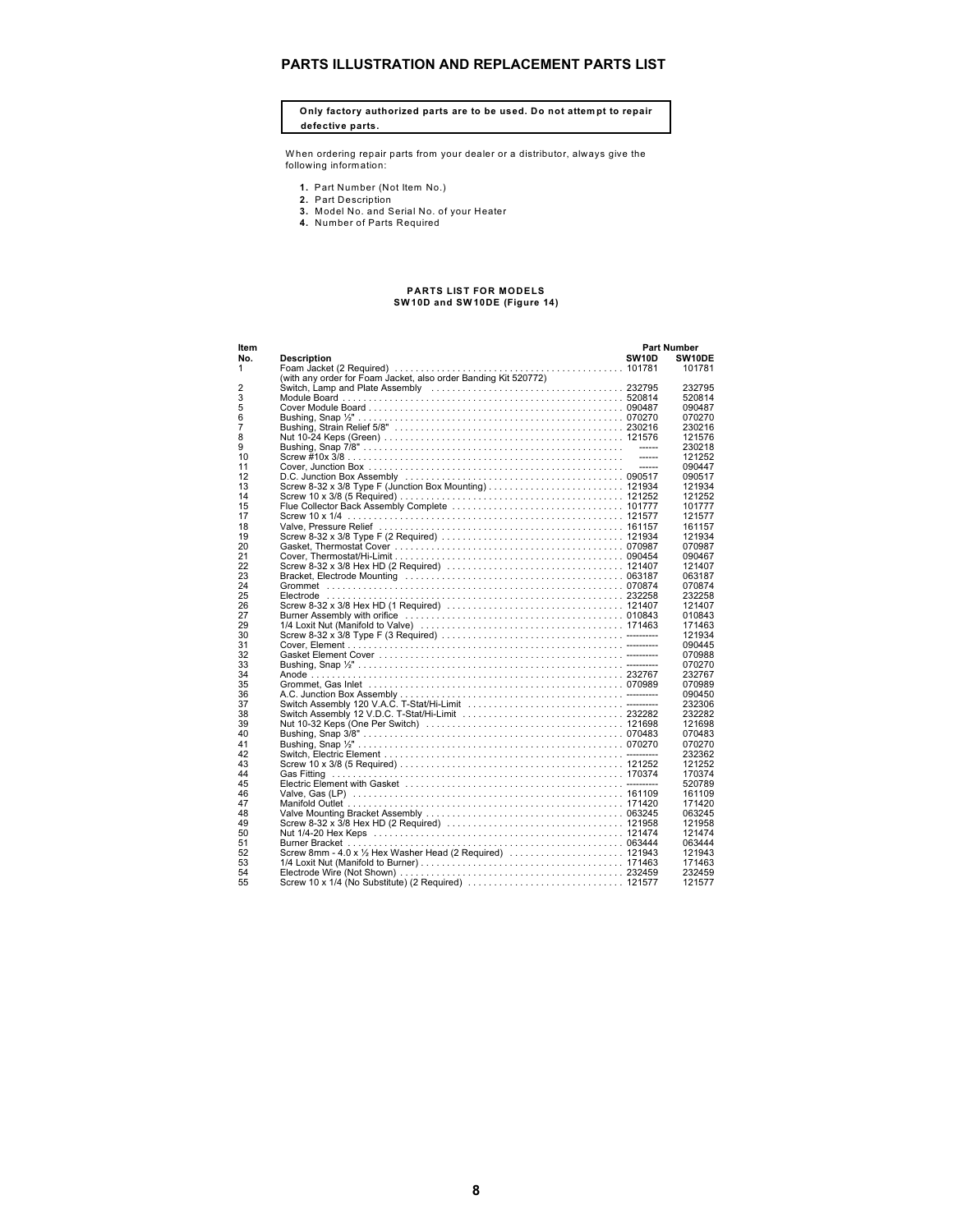## PARTS ILLUSTRATION AND REPLACEMENT PARTS LIST

**Only factory authorized parts are to be used. Do not attempt to repair defective parts.**

When ordering repair parts from your dealer or a distributor, always give the following information:

1. Part Number (Not Item No.)
2. Part Description
3. Model No. and Serial No. of your Heater
4. Number of Parts Required

**PARTS LIST FOR MODELS SW10D and SW10DE (Figure 14)**

| Item No. | Description | Part Number SW10D | Part Number SW10DE |
|---|---|---|---|
| 1 | Foam Jacket (2 Required) (with any order for Foam Jacket, also order Banding Kit 520772) | 101781 | 101781 |
| 2 | Switch, Lamp and Plate Assembly | 232795 | 232795 |
| 3 | Module Board | 520814 | 520814 |
| 5 | Cover Module Board | 090487 | 090487 |
| 6 | Bushing, Snap ½" | 070270 | 070270 |
| 7 | Bushing, Strain Relief 5/8" | 230216 | 230216 |
| 8 | Nut 10-24 Keps (Green) | 121576 | 121576 |
| 9 | Bushing, Snap 7/8" | ------ | 230218 |
| 10 | Screw #10x 3/8 | ------ | 121252 |
| 11 | Cover, Junction Box | ------ | 090447 |
| 12 | D.C. Junction Box Assembly | 090517 | 090517 |
| 13 | Screw 8-32 x 3/8 Type F (Junction Box Mounting) | 121934 | 121934 |
| 14 | Screw 10 x 3/8 (5 Required) | 121252 | 121252 |
| 15 | Flue Collector Back Assembly Complete | 101777 | 101777 |
| 17 | Screw 10 x 1/4 | 121577 | 121577 |
| 18 | Valve, Pressure Relief | 161157 | 161157 |
| 19 | Screw 8-32 x 3/8 Type F (2 Required) | 121934 | 121934 |
| 20 | Gasket, Thermostat Cover | 070987 | 070987 |
| 21 | Cover, Thermostat/Hi-Limit | 090454 | 090467 |
| 22 | Screw 8-32 x 3/8 Hex HD (2 Required) | 121407 | 121407 |
| 23 | Bracket, Electrode Mounting | 063187 | 063187 |
| 24 | Grommet | 070874 | 070874 |
| 25 | Electrode | 232258 | 232258 |
| 26 | Screw 8-32 x 3/8 Hex HD (1 Required) | 121407 | 121407 |
| 27 | Burner Assembly with orifice | 010843 | 010843 |
| 29 | 1/4 Loxit Nut (Manifold to Valve) | 171463 | 171463 |
| 30 | Screw 8-32 x 3/8 Type F (3 Required) | ---------- | 121934 |
| 31 | Cover, Element | ---------- | 090445 |
| 32 | Gasket Element Cover | ---------- | 070988 |
| 33 | Bushing, Snap ½" | ---------- | 070270 |
| 34 | Anode | 232767 | 232767 |
| 35 | Grommet, Gas Inlet | 070989 | 070989 |
| 36 | A.C. Junction Box Assembly | ---------- | 090450 |
| 37 | Switch Assembly 120 V.A.C. T-Stat/Hi-Limit | ---------- | 232306 |
| 38 | Switch Assembly 12 V.D.C. T-Stat/Hi-Limit | 232282 | 232282 |
| 39 | Nut 10-32 Keps (One Per Switch) | 121698 | 121698 |
| 40 | Bushing, Snap 3/8" | 070483 | 070483 |
| 41 | Bushing, Snap ½" | 070270 | 070270 |
| 42 | Switch, Electric Element | ---------- | 232362 |
| 43 | Screw 10 x 3/8 (5 Required) | 121252 | 121252 |
| 44 | Gas Fitting | 170374 | 170374 |
| 45 | Electric Element with Gasket | ---------- | 520789 |
| 46 | Valve, Gas (LP) | 161109 | 161109 |
| 47 | Manifold Outlet | 171420 | 171420 |
| 48 | Valve Mounting Bracket Assembly | 063245 | 063245 |
| 49 | Screw 8-32 x 3/8 Hex HD (2 Required) | 121958 | 121958 |
| 50 | Nut 1/4-20 Hex Keps | 121474 | 121474 |
| 51 | Burner Bracket | 063444 | 063444 |
| 52 | Screw 8mm - 4.0 x ½ Hex Washer Head (2 Required) | 121943 | 121943 |
| 53 | 1/4 Loxit Nut (Manifold to Burner) | 171463 | 171463 |
| 54 | Electrode Wire (Not Shown) | 232459 | 232459 |
| 55 | Screw 10 x 1/4 (No Substitute) (2 Required) | 121577 | 121577 |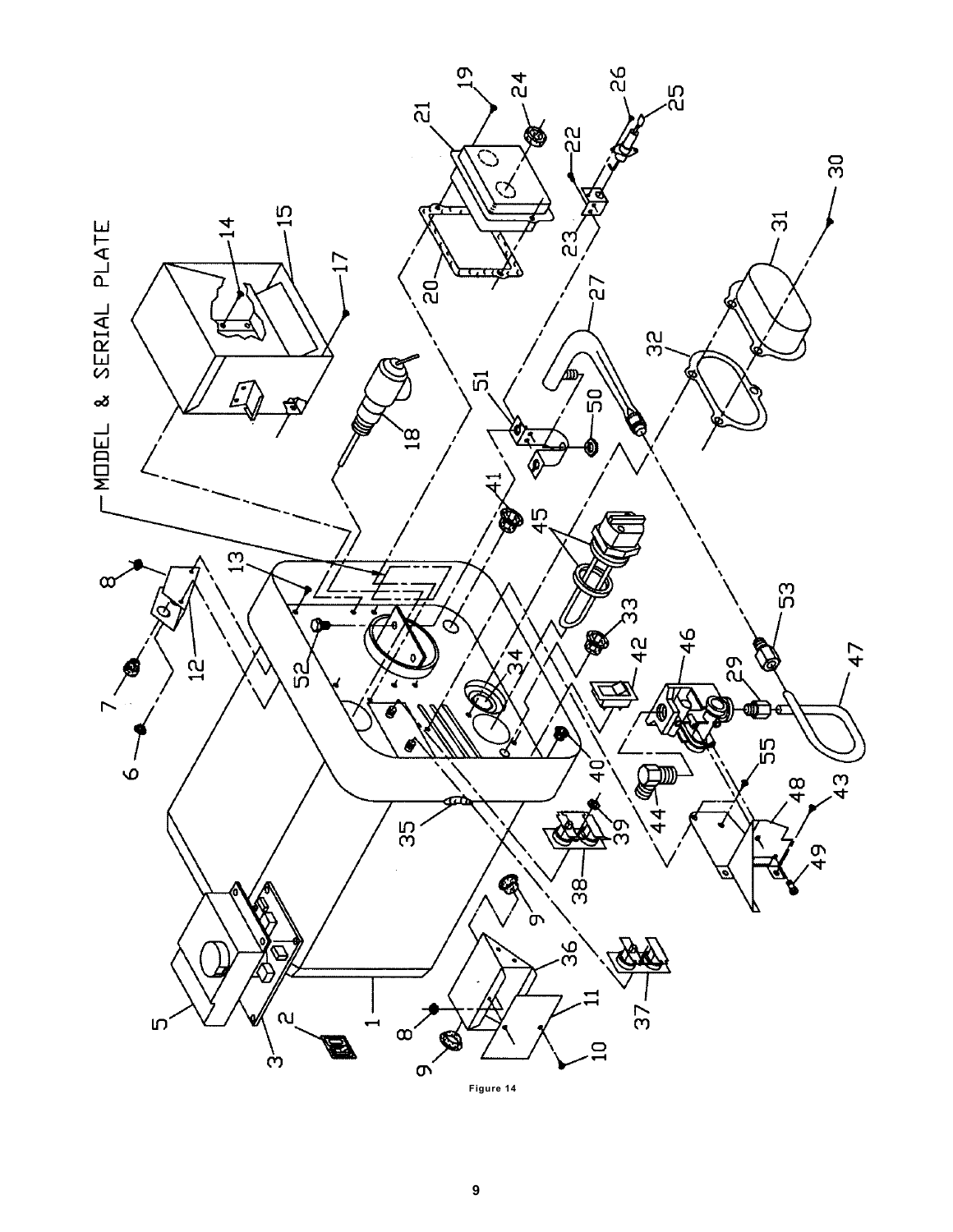Figure 14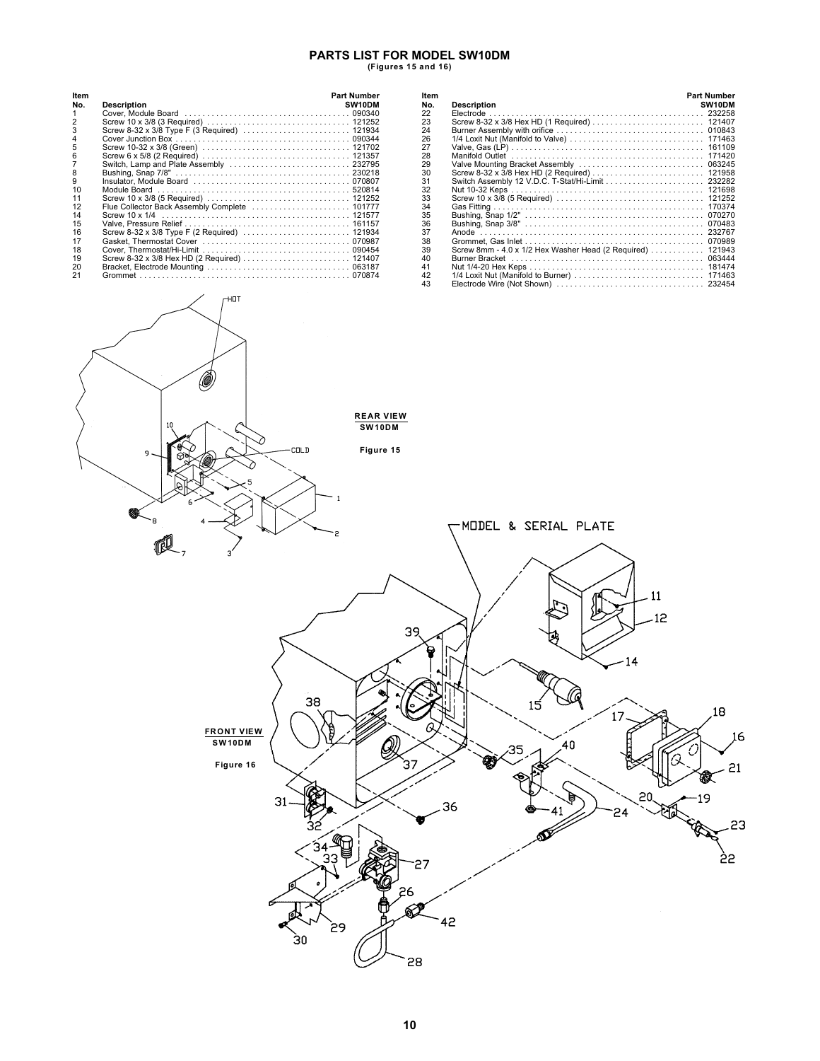# PARTS LIST FOR MODEL SW10DM

**(Figures 15 and 16)**

| Item No. | Description | Part Number SW10DM |
|---|---|---|
| 1 | Cover, Module Board | 090340 |
| 2 | Screw 10 x 3/8 (3 Required) | 121252 |
| 3 | Screw 8-32 x 3/8 Type F (3 Required) | 121934 |
| 4 | Cover Junction Box | 090344 |
| 5 | Screw 10-32 x 3/8 (Green) | 121702 |
| 6 | Screw 6 x 5/8 (2 Required) | 121357 |
| 7 | Switch, Lamp and Plate Assembly | 232795 |
| 8 | Bushing, Snap 7/8" | 230218 |
| 9 | Insulator, Module Board | 070807 |
| 10 | Module Board | 520814 |
| 11 | Screw 10 x 3/8 (5 Required) | 121252 |
| 12 | Flue Collector Back Assembly Complete | 101777 |
| 14 | Screw 10 x 1/4 | 121577 |
| 15 | Valve, Pressure Relief | 161157 |
| 16 | Screw 8-32 x 3/8 Type F (2 Required) | 121934 |
| 17 | Gasket, Thermostat Cover | 070987 |
| 18 | Cover, Thermostat/Hi-Limit | 090454 |
| 19 | Screw 8-32 x 3/8 Hex HD (2 Required) | 121407 |
| 20 | Bracket, Electrode Mounting | 063187 |
| 21 | Grommet | 070874 |
| 22 | Electrode | 232258 |
| 23 | Screw 8-32 x 3/8 Hex HD (1 Required) | 121407 |
| 24 | Burner Assembly with orifice | 010843 |
| 26 | 1/4 Loxit Nut (Manifold to Valve) | 171463 |
| 27 | Valve, Gas (LP) | 161109 |
| 28 | Manifold Outlet | 171420 |
| 29 | Valve Mounting Bracket Assembly | 063245 |
| 30 | Screw 8-32 x 3/8 Hex HD (2 Required) | 121958 |
| 31 | Switch Assembly 12 V.D.C. T-Stat/Hi-Limit | 232282 |
| 32 | Nut 10-32 Keps | 121698 |
| 33 | Screw 10 x 3/8 (5 Required) | 121252 |
| 34 | Gas Fitting | 170374 |
| 35 | Bushing, Snap 1/2" | 070270 |
| 36 | Bushing, Snap 3/8" | 070483 |
| 37 | Anode | 232767 |
| 38 | Grommet, Gas Inlet | 070989 |
| 39 | Screw 8mm - 4.0 x 1/2 Hex Washer Head (2 Required) | 121943 |
| 40 | Burner Bracket | 063444 |
| 41 | Nut 1/4-20 Hex Keps | 181474 |
| 42 | 1/4 Loxit Nut (Manifold to Burner) | 171463 |
| 43 | Electrode Wire (Not Shown) | 232454 |

REAR VIEW SW10DM

Figure 15

FRONT VIEW SW10DM

Figure 16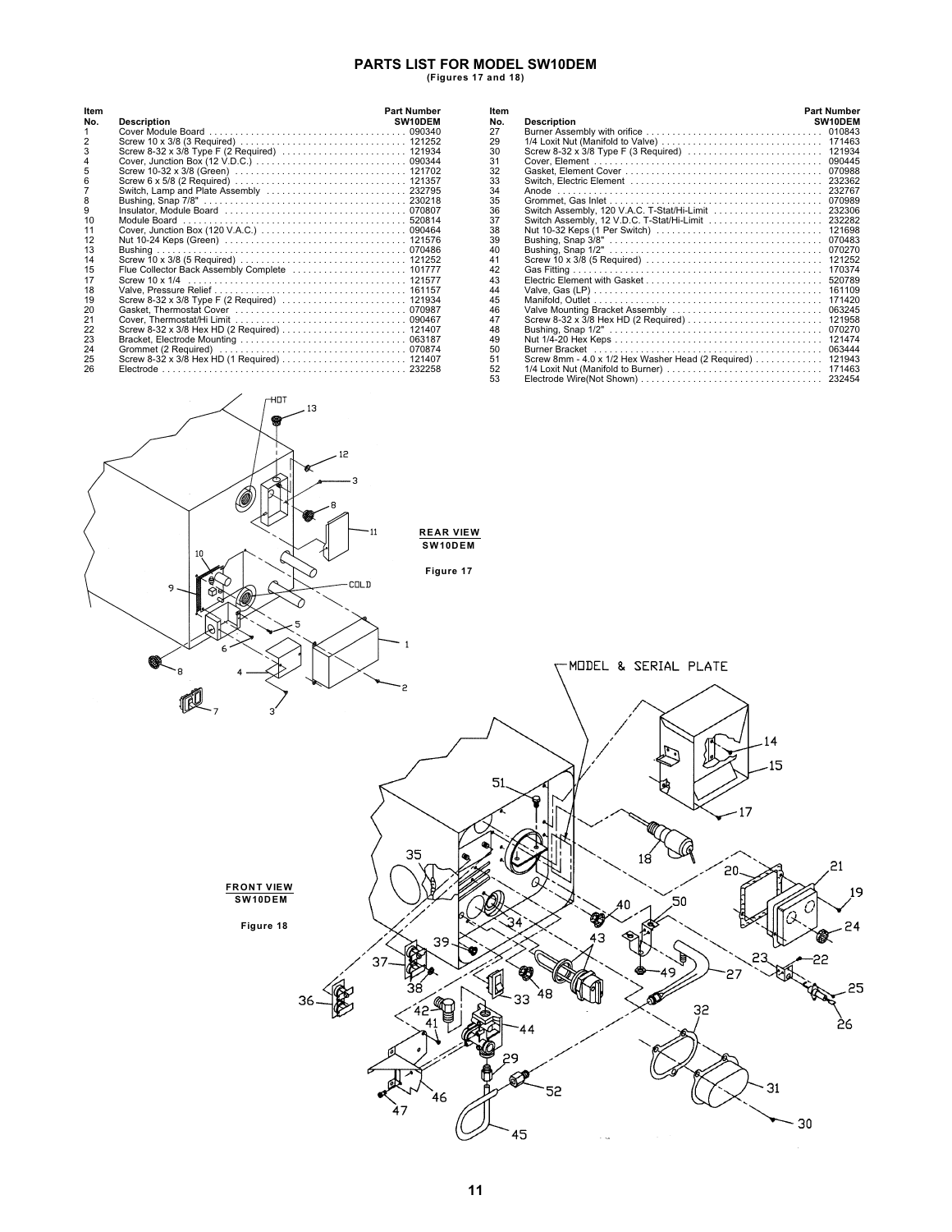## PARTS LIST FOR MODEL SW10DEM

**(Figures 17 and 18)**

| Item No. | Description | Part Number SW10DEM |
|---|---|---|
| 1 | Cover Module Board | 090340 |
| 2 | Screw 10 x 3/8 (3 Required) | 121252 |
| 3 | Screw 8-32 x 3/8 Type F (2 Required) | 121934 |
| 4 | Cover, Junction Box (12 V.D.C.) | 090344 |
| 5 | Screw 10-32 x 3/8 (Green) | 121702 |
| 6 | Screw 6 x 5/8 (2 Required) | 121357 |
| 7 | Switch, Lamp and Plate Assembly | 232795 |
| 8 | Bushing, Snap 7/8" | 230218 |
| 9 | Insulator, Module Board | 070807 |
| 10 | Module Board | 520814 |
| 11 | Cover, Junction Box (120 V.A.C.) | 090464 |
| 12 | Nut 10-24 Keps (Green) | 121576 |
| 13 | Bushing | 070486 |
| 14 | Screw 10 x 3/8 (5 Required) | 121252 |
| 15 | Flue Collector Back Assembly Complete | 101777 |
| 17 | Screw 10 x 1/4 | 121577 |
| 18 | Valve, Pressure Relief | 161157 |
| 19 | Screw 8-32 x 3/8 Type F (2 Required) | 121934 |
| 20 | Gasket, Thermostat Cover | 070987 |
| 21 | Cover, Thermostat/Hi Limit | 090467 |
| 22 | Screw 8-32 x 3/8 Hex HD (2 Required) | 121407 |
| 23 | Bracket, Electrode Mounting | 063187 |
| 24 | Grommet (2 Required) | 070874 |
| 25 | Screw 8-32 x 3/8 Hex HD (1 Required) | 121407 |
| 26 | Electrode | 232258 |
| 27 | Burner Assembly with orifice | 010843 |
| 29 | 1/4 Loxit Nut (Manifold to Valve) | 171463 |
| 30 | Screw 8-32 x 3/8 Type F (3 Required) | 121934 |
| 31 | Cover, Element | 090445 |
| 32 | Gasket, Element Cover | 070988 |
| 33 | Switch, Electric Element | 232362 |
| 34 | Anode | 232767 |
| 35 | Grommet, Gas Inlet | 070989 |
| 36 | Switch Assembly, 120 V.A.C. T-Stat/Hi-Limit | 232306 |
| 37 | Switch Assembly, 12 V.D.C. T-Stat/Hi-Limit | 232282 |
| 38 | Nut 10-32 Keps (1 Per Switch) | 121698 |
| 39 | Bushing, Snap 3/8" | 070483 |
| 40 | Bushing, Snap 1/2" | 070270 |
| 41 | Screw 10 x 3/8 (5 Required) | 121252 |
| 42 | Gas Fitting | 170374 |
| 43 | Electric Element with Gasket | 520789 |
| 44 | Valve, Gas (LP) | 161109 |
| 45 | Manifold, Outlet | 171420 |
| 46 | Valve Mounting Bracket Assembly | 063245 |
| 47 | Screw 8-32 x 3/8 Hex HD (2 Required) | 121958 |
| 48 | Bushing, Snap 1/2" | 070270 |
| 49 | Nut 1/4-20 Hex Keps | 121474 |
| 50 | Burner Bracket | 063444 |
| 51 | Screw 8mm - 4.0 x 1/2 Hex Washer Head (2 Required) | 121943 |
| 52 | 1/4 Loxit Nut (Manifold to Burner) | 171463 |
| 53 | Electrode Wire(Not Shown) | 232454 |

**REAR VIEW SW10DEM**

Figure 17

MODEL & SERIAL PLATE

**FRONT VIEW SW10DEM**

Figure 18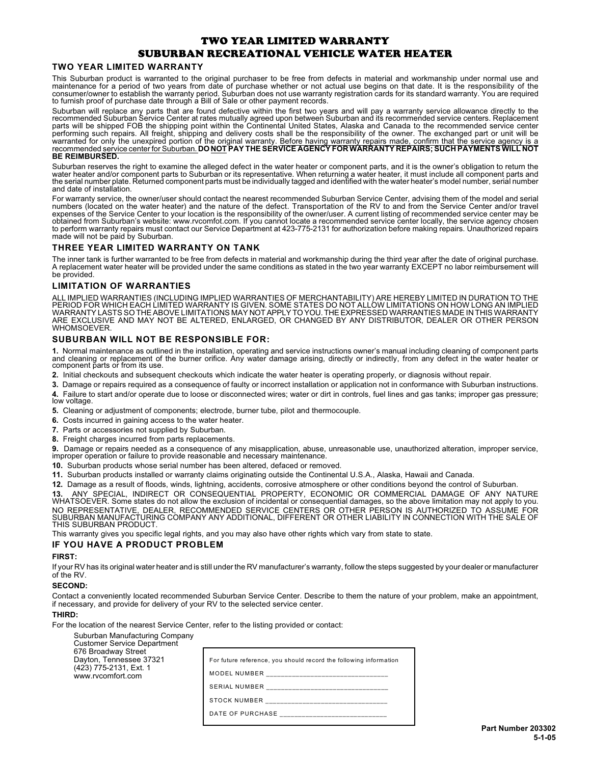# TWO YEAR LIMITED WARRANTY
# SUBURBAN RECREATIONAL VEHICLE WATER HEATER

## TWO YEAR LIMITED WARRANTY

This Suburban product is warranted to the original purchaser to be free from defects in material and workmanship under normal use and maintenance for a period of two years from date of purchase whether or not actual use begins on that date. It is the responsibility of the consumer/owner to establish the warranty period. Suburban does not use warranty registration cards for its standard warranty. You are required to furnish proof of purchase date through a Bill of Sale or other payment records.

Suburban will replace any parts that are found defective within the first two years and will pay a warranty service allowance directly to the recommended Suburban Service Center at rates mutually agreed upon between Suburban and its recommended service centers. Replacement parts will be shipped FOB the shipping point within the Continental United States, Alaska and Canada to the recommended service center performing such repairs. All freight, shipping and delivery costs shall be the responsibility of the owner. The exchanged part or unit will be warranted for only the unexpired portion of the original warranty. Before having warranty repairs made, confirm that the service agency is a recommended service center for Suburban. **DO NOT PAY THE SERVICE AGENCY FOR WARRANTY REPAIRS; SUCH PAYMENTS WILL NOT BE REIMBURSED.**

Suburban reserves the right to examine the alleged defect in the water heater or component parts, and it is the owner's obligation to return the water heater and/or component parts to Suburban or its representative. When returning a water heater, it must include all component parts and the serial number plate. Returned component parts must be individually tagged and identified with the water heater's model number, serial number and date of installation.

For warranty service, the owner/user should contact the nearest recommended Suburban Service Center, advising them of the model and serial numbers (located on the water heater) and the nature of the defect. Transportation of the RV to and from the Service Center and/or travel expenses of the Service Center to your location is the responsibility of the owner/user. A current listing of recommended service center may be obtained from Suburban's website: www.rvcomfot.com. If you cannot locate a recommended service center locally, the service agency chosen to perform warranty repairs must contact our Service Department at 423-775-2131 for authorization before making repairs. Unauthorized repairs made will not be paid by Suburban.

## THREE YEAR LIMITED WARRANTY ON TANK

The inner tank is further warranted to be free from defects in material and workmanship during the third year after the date of original purchase. A replacement water heater will be provided under the same conditions as stated in the two year warranty EXCEPT no labor reimbursement will be provided.

## LIMITATION OF WARRANTIES

ALL IMPLIED WARRANTIES (INCLUDING IMPLIED WARRANTIES OF MERCHANTABILITY) ARE HEREBY LIMITED IN DURATION TO THE PERIOD FOR WHICH EACH LIMITED WARRANTY IS GIVEN. SOME STATES DO NOT ALLOW LIMITATIONS ON HOW LONG AN IMPLIED WARRANTY LASTS SO THE ABOVE LIMITATIONS MAY NOT APPLY TO YOU. THE EXPRESSED WARRANTIES MADE IN THIS WARRANTY ARE EXCLUSIVE AND MAY NOT BE ALTERED, ENLARGED, OR CHANGED BY ANY DISTRIBUTOR, DEALER OR OTHER PERSON WHOMSOEVER.

## SUBURBAN WILL NOT BE RESPONSIBLE FOR:

**1.** Normal maintenance as outlined in the installation, operating and service instructions owner's manual including cleaning of component parts and cleaning or replacement of the burner orifice. Any water damage arising, directly or indirectly, from any defect in the water heater or component parts or from its use.

**2.** Initial checkouts and subsequent checkouts which indicate the water heater is operating properly, or diagnosis without repair.

**3.** Damage or repairs required as a consequence of faulty or incorrect installation or application not in conformance with Suburban instructions.

**4.** Failure to start and/or operate due to loose or disconnected wires; water or dirt in controls, fuel lines and gas tanks; improper gas pressure; low voltage.

**5.** Cleaning or adjustment of components; electrode, burner tube, pilot and thermocouple.

**6.** Costs incurred in gaining access to the water heater.

**7.** Parts or accessories not supplied by Suburban.

**8.** Freight charges incurred from parts replacements.

**9.** Damage or repairs needed as a consequence of any misapplication, abuse, unreasonable use, unauthorized alteration, improper service, improper operation or failure to provide reasonable and necessary maintenance.

**10.** Suburban products whose serial number has been altered, defaced or removed.

**11.** Suburban products installed or warranty claims originating outside the Continental U.S.A., Alaska, Hawaii and Canada.

**12.** Damage as a result of floods, winds, lightning, accidents, corrosive atmosphere or other conditions beyond the control of Suburban.

**13.** ANY SPECIAL, INDIRECT OR CONSEQUENTIAL PROPERTY, ECONOMIC OR COMMERCIAL DAMAGE OF ANY NATURE WHATSOEVER. Some states do not allow the exclusion of incidental or consequential damages, so the above limitation may not apply to you.

NO REPRESENTATIVE, DEALER, RECOMMENDED SERVICE CENTERS OR OTHER PERSON IS AUTHORIZED TO ASSUME FOR SUBURBAN MANUFACTURING COMPANY ANY ADDITIONAL, DIFFERENT OR OTHER LIABILITY IN CONNECTION WITH THE SALE OF THIS SUBURBAN PRODUCT.

This warranty gives you specific legal rights, and you may also have other rights which vary from state to state.

## IF YOU HAVE A PRODUCT PROBLEM

**FIRST:**

If your RV has its original water heater and is still under the RV manufacturer's warranty, follow the steps suggested by your dealer or manufacturer of the RV.

**SECOND:**

Contact a conveniently located recommended Suburban Service Center. Describe to them the nature of your problem, make an appointment, if necessary, and provide for delivery of your RV to the selected service center.

**THIRD:**

For the location of the nearest Service Center, refer to the listing provided or contact:

Suburban Manufacturing Company
Customer Service Department
676 Broadway Street
Dayton, Tennessee 37321
(423) 775-2131, Ext. 1
www.rvcomfort.com

For future reference, you should record the following information

MODEL NUMBER ______________________________

SERIAL NUMBER ______________________________

STOCK NUMBER ______________________________

DATE OF PURCHASE __________________________

**Part Number 203302**
**5-1-05**